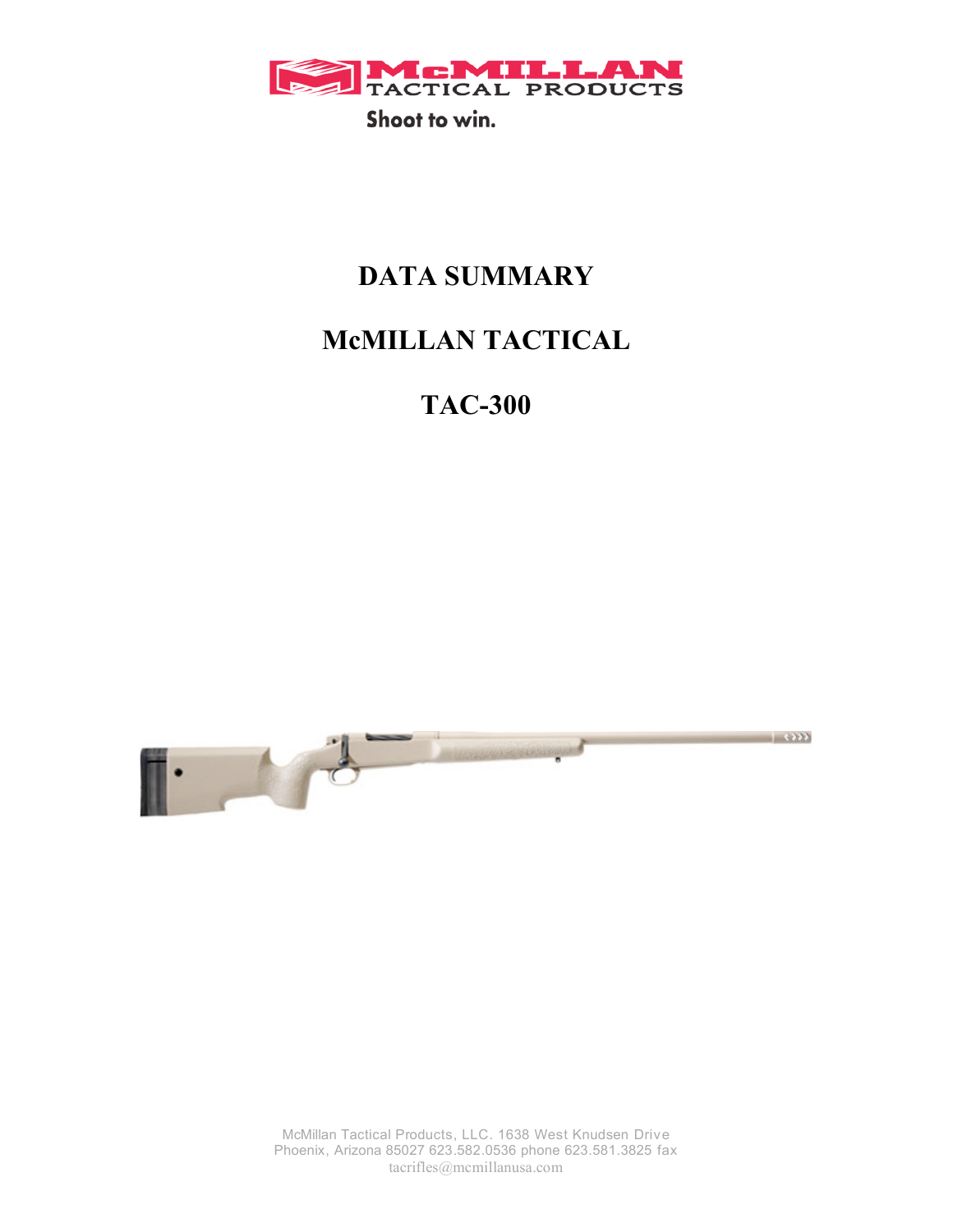McMILLAN TACTICAL PRODUCTS

Shoot to win.

# DATA SUMMARY

# McMILLAN TACTICAL

# TAC-300

McMillan Tactical Products, LLC. 1638 West Knudsen Drive
Phoenix, Arizona 85027 623.582.0536 phone 623.581.3825 fax
tacrifles@mcmillanusa.com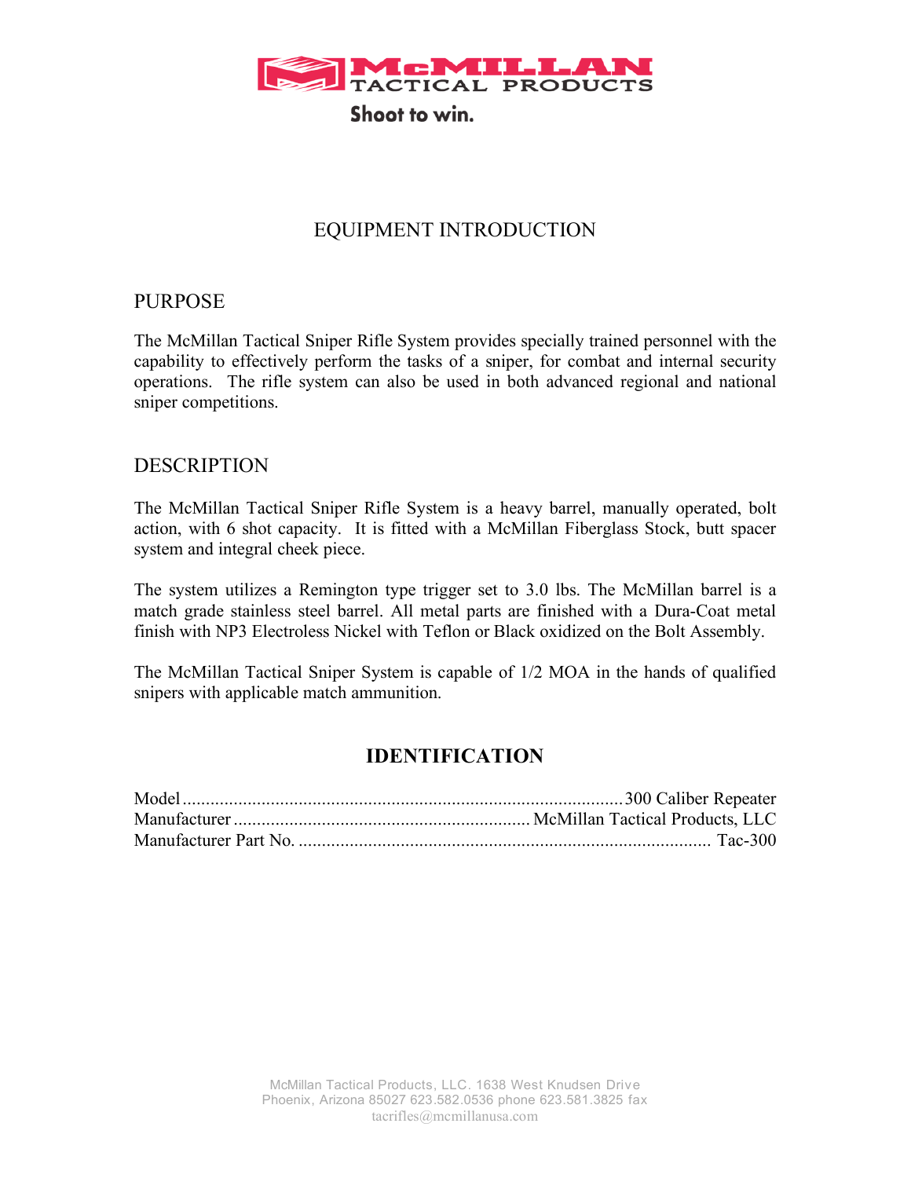McMILLAN TACTICAL PRODUCTS

Shoot to win.

# EQUIPMENT INTRODUCTION

## PURPOSE

The McMillan Tactical Sniper Rifle System provides specially trained personnel with the capability to effectively perform the tasks of a sniper, for combat and internal security operations. The rifle system can also be used in both advanced regional and national sniper competitions.

## DESCRIPTION

The McMillan Tactical Sniper Rifle System is a heavy barrel, manually operated, bolt action, with 6 shot capacity. It is fitted with a McMillan Fiberglass Stock, butt spacer system and integral cheek piece.

The system utilizes a Remington type trigger set to 3.0 lbs. The McMillan barrel is a match grade stainless steel barrel. All metal parts are finished with a Dura-Coat metal finish with NP3 Electroless Nickel with Teflon or Black oxidized on the Bolt Assembly.

The McMillan Tactical Sniper System is capable of 1/2 MOA in the hands of qualified snipers with applicable match ammunition.

## IDENTIFICATION

Model ........................................................................................ 300 Caliber Repeater
Manufacturer ............................................................... McMillan Tactical Products, LLC
Manufacturer Part No. ........................................................................................ Tac-300

McMillan Tactical Products, LLC. 1638 West Knudsen Drive
Phoenix, Arizona 85027 623.582.0536 phone 623.581.3825 fax
tacrifles@mcmillanusa.com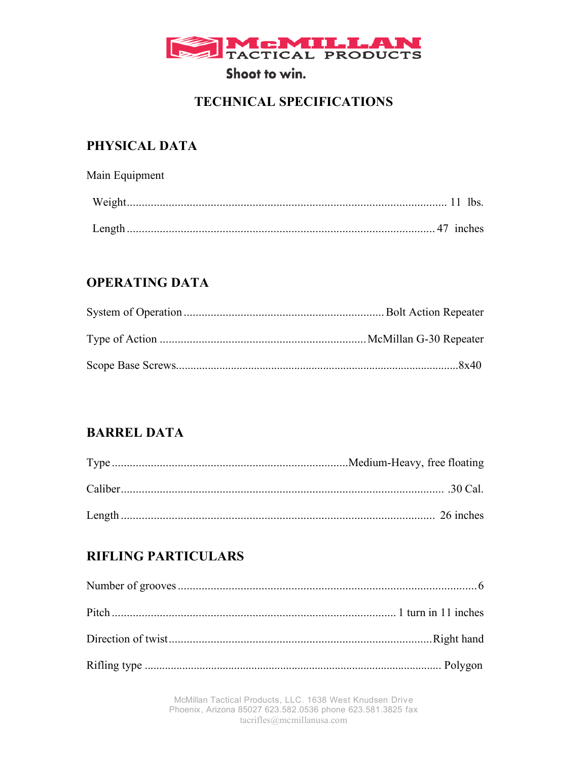McMILLAN TACTICAL PRODUCTS

Shoot to win.

# TECHNICAL SPECIFICATIONS

## PHYSICAL DATA

Main Equipment

Weight........................................................................................................ 11 lbs.

Length ..................................................................................................... 47 inches

## OPERATING DATA

System of Operation .................................................................. Bolt Action Repeater

Type of Action .................................................................... McMillan G-30 Repeater

Scope Base Screws................................................................................................8x40

## BARREL DATA

Type ..............................................................................Medium-Heavy, free floating

Caliber.......................................................................................................... .30 Cal.

Length ........................................................................................................ 26 inches

## RIFLING PARTICULARS

Number of grooves ....................................................................................................6

Pitch .............................................................................................. 1 turn in 11 inches

Direction of twist.......................................................................................Right hand

Rifling type .................................................................................................... Polygon

McMillan Tactical Products, LLC. 1638 West Knudsen Drive
Phoenix, Arizona 85027 623.582.0536 phone 623.581.3825 fax
tacrifles@mcmillanusa.com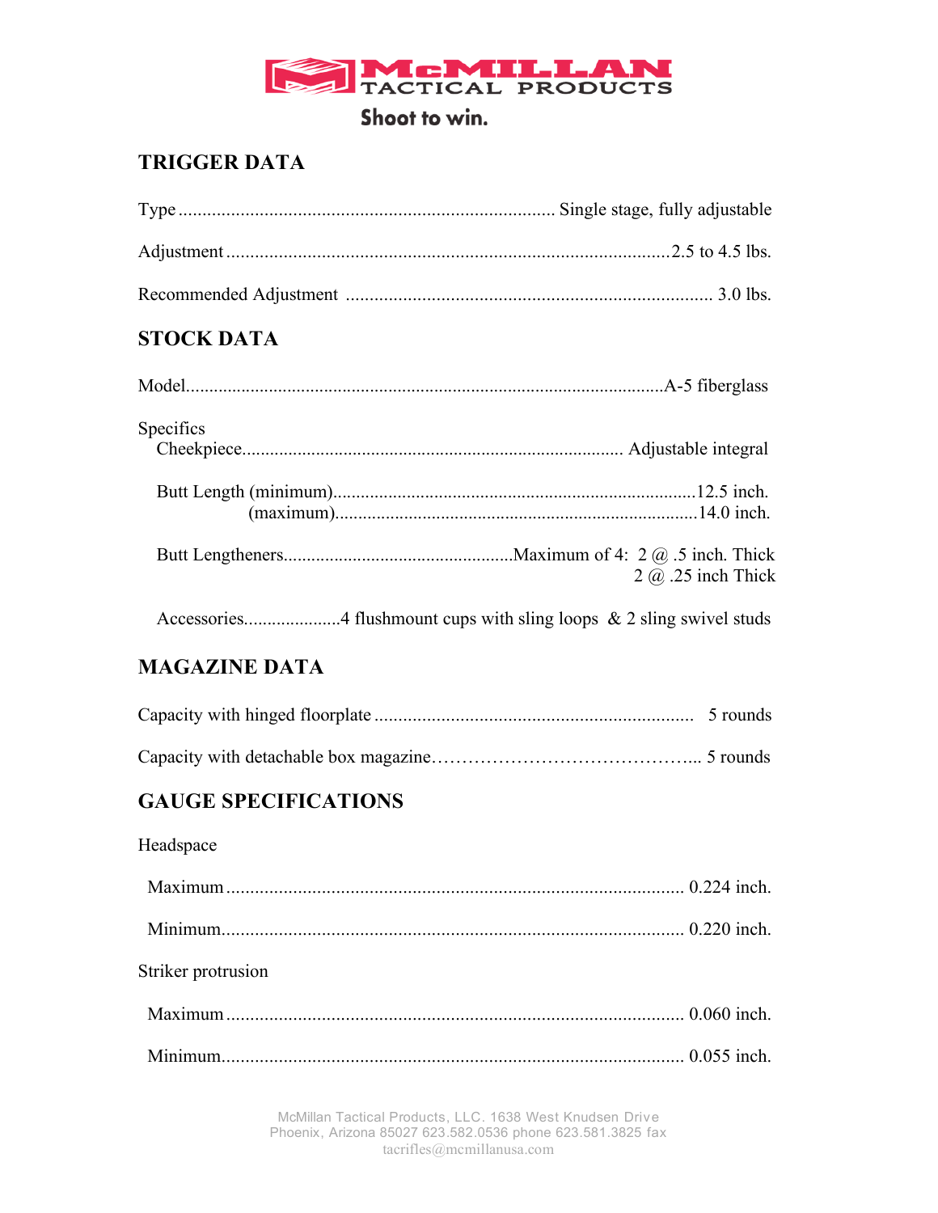McMILLAN TACTICAL PRODUCTS

Shoot to win.

## TRIGGER DATA

Type ................................................................................ Single stage, fully adjustable

Adjustment ................................................................................ 2.5 to 4.5 lbs.

Recommended Adjustment ................................................................ 3.0 lbs.

## STOCK DATA

Model................................................................................ A-5 fiberglass

Specifics

Cheekpiece................................................................................ Adjustable integral

Butt Length (minimum)................................................................ 12.5 inch.
(maximum)................................................................ 14.0 inch.

Butt Lengtheners................................................. Maximum of 4: 2 @ .5 inch. Thick
2 @ .25 inch Thick

Accessories.................... 4 flushmount cups with sling loops & 2 sling swivel studs

## MAGAZINE DATA

Capacity with hinged floorplate ................................................ 5 rounds

Capacity with detachable box magazine………………………………... 5 rounds

## GAUGE SPECIFICATIONS

Headspace

Maximum ................................................................................ 0.224 inch.

Minimum................................................................................ 0.220 inch.

Striker protrusion

Maximum ................................................................................ 0.060 inch.

Minimum................................................................................ 0.055 inch.

McMillan Tactical Products, LLC. 1638 West Knudsen Drive
Phoenix, Arizona 85027 623.582.0536 phone 623.581.3825 fax
tacrifles@mcmillanusa.com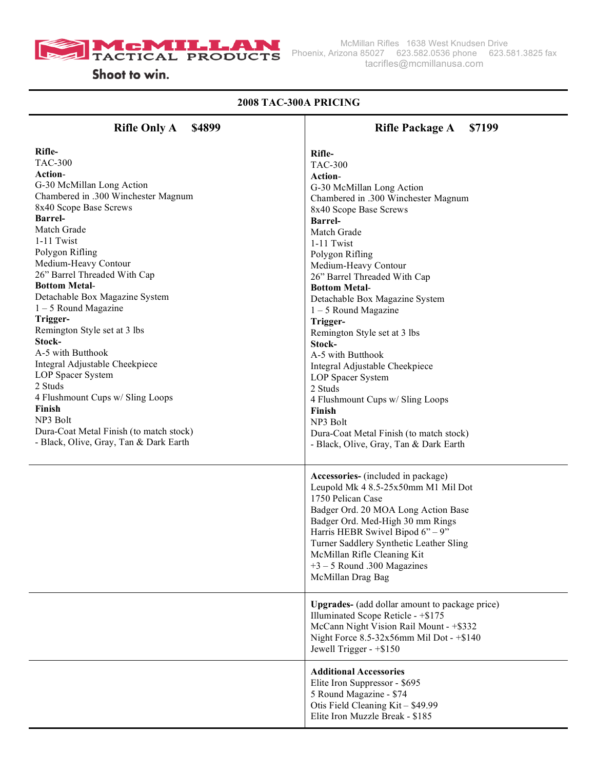McMILLAN TACTICAL PRODUCTS

Shoot to win.

McMillan Rifles 1638 West Knudsen Drive
Phoenix, Arizona 85027 623.582.0536 phone 623.581.3825 fax
tacrifles@mcmillanusa.com

# 2008 TAC-300A PRICING

| Rifle Only A $4899 | Rifle Package A $7199 |
|---|---|
| **Rifle-**<br>TAC-300<br>**Action-**<br>G-30 McMillan Long Action<br>Chambered in .300 Winchester Magnum<br>8x40 Scope Base Screws<br>**Barrel-**<br>Match Grade<br>1-11 Twist<br>Polygon Rifling<br>Medium-Heavy Contour<br>26" Barrel Threaded With Cap<br>**Bottom Metal-**<br>Detachable Box Magazine System<br>1 – 5 Round Magazine<br>**Trigger-**<br>Remington Style set at 3 lbs<br>**Stock-**<br>A-5 with Butthook<br>Integral Adjustable Cheekpiece<br>LOP Spacer System<br>2 Studs<br>4 Flushmount Cups w/ Sling Loops<br>**Finish**<br>NP3 Bolt<br>Dura-Coat Metal Finish (to match stock)<br>- Black, Olive, Gray, Tan & Dark Earth | **Rifle-**<br>TAC-300<br>**Action-**<br>G-30 McMillan Long Action<br>Chambered in .300 Winchester Magnum<br>8x40 Scope Base Screws<br>**Barrel-**<br>Match Grade<br>1-11 Twist<br>Polygon Rifling<br>Medium-Heavy Contour<br>26" Barrel Threaded With Cap<br>**Bottom Metal-**<br>Detachable Box Magazine System<br>1 – 5 Round Magazine<br>**Trigger-**<br>Remington Style set at 3 lbs<br>**Stock-**<br>A-5 with Butthook<br>Integral Adjustable Cheekpiece<br>LOP Spacer System<br>2 Studs<br>4 Flushmount Cups w/ Sling Loops<br>**Finish**<br>NP3 Bolt<br>Dura-Coat Metal Finish (to match stock)<br>- Black, Olive, Gray, Tan & Dark Earth |
| | **Accessories-** (included in package)<br>Leupold Mk 4 8.5-25x50mm M1 Mil Dot<br>1750 Pelican Case<br>Badger Ord. 20 MOA Long Action Base<br>Badger Ord. Med-High 30 mm Rings<br>Harris HEBR Swivel Bipod 6" – 9"<br>Turner Saddlery Synthetic Leather Sling<br>McMillan Rifle Cleaning Kit<br>+3 – 5 Round .300 Magazines<br>McMillan Drag Bag |
| | **Upgrades-** (add dollar amount to package price)<br>Illuminated Scope Reticle - +$175<br>McCann Night Vision Rail Mount - +$332<br>Night Force 8.5-32x56mm Mil Dot - +$140<br>Jewell Trigger - +$150 |
| | **Additional Accessories**<br>Elite Iron Suppressor - $695<br>5 Round Magazine - $74<br>Otis Field Cleaning Kit – $49.99<br>Elite Iron Muzzle Break - $185 |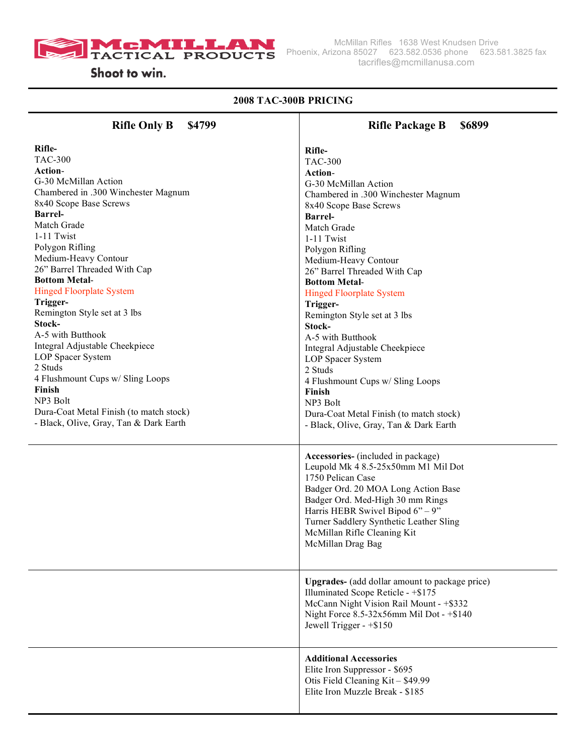McMillan Rifles 1638 West Knudsen Drive
Phoenix, Arizona 85027 623.582.0536 phone 623.581.3825 fax
tacrifles@mcmillanusa.com

**McMILLAN TACTICAL PRODUCTS**

**Shoot to win.**

## 2008 TAC-300B PRICING

| Rifle Only B $4799 | Rifle Package B $6899 |
|---|---|
| **Rifle-**<br>TAC-300<br>**Action-**<br>G-30 McMillan Action<br>Chambered in .300 Winchester Magnum<br>8x40 Scope Base Screws<br>**Barrel-**<br>Match Grade<br>1-11 Twist<br>Polygon Rifling<br>Medium-Heavy Contour<br>26" Barrel Threaded With Cap<br>**Bottom Metal-**<br>Hinged Floorplate System<br>**Trigger-**<br>Remington Style set at 3 lbs<br>**Stock-**<br>A-5 with Butthook<br>Integral Adjustable Cheekpiece<br>LOP Spacer System<br>2 Studs<br>4 Flushmount Cups w/ Sling Loops<br>**Finish**<br>NP3 Bolt<br>Dura-Coat Metal Finish (to match stock)<br>- Black, Olive, Gray, Tan & Dark Earth | **Rifle-**<br>TAC-300<br>**Action-**<br>G-30 McMillan Action<br>Chambered in .300 Winchester Magnum<br>8x40 Scope Base Screws<br>**Barrel-**<br>Match Grade<br>1-11 Twist<br>Polygon Rifling<br>Medium-Heavy Contour<br>26" Barrel Threaded With Cap<br>**Bottom Metal-**<br>Hinged Floorplate System<br>**Trigger-**<br>Remington Style set at 3 lbs<br>**Stock-**<br>A-5 with Butthook<br>Integral Adjustable Cheekpiece<br>LOP Spacer System<br>2 Studs<br>4 Flushmount Cups w/ Sling Loops<br>**Finish**<br>NP3 Bolt<br>Dura-Coat Metal Finish (to match stock)<br>- Black, Olive, Gray, Tan & Dark Earth |
| | **Accessories-** (included in package)<br>Leupold Mk 4 8.5-25x50mm M1 Mil Dot<br>1750 Pelican Case<br>Badger Ord. 20 MOA Long Action Base<br>Badger Ord. Med-High 30 mm Rings<br>Harris HEBR Swivel Bipod 6" – 9"<br>Turner Saddlery Synthetic Leather Sling<br>McMillan Rifle Cleaning Kit<br>McMillan Drag Bag |
| | **Upgrades-** (add dollar amount to package price)<br>Illuminated Scope Reticle - +$175<br>McCann Night Vision Rail Mount - +$332<br>Night Force 8.5-32x56mm Mil Dot - +$140<br>Jewell Trigger - +$150 |
| | **Additional Accessories**<br>Elite Iron Suppressor - $695<br>Otis Field Cleaning Kit – $49.99<br>Elite Iron Muzzle Break - $185 |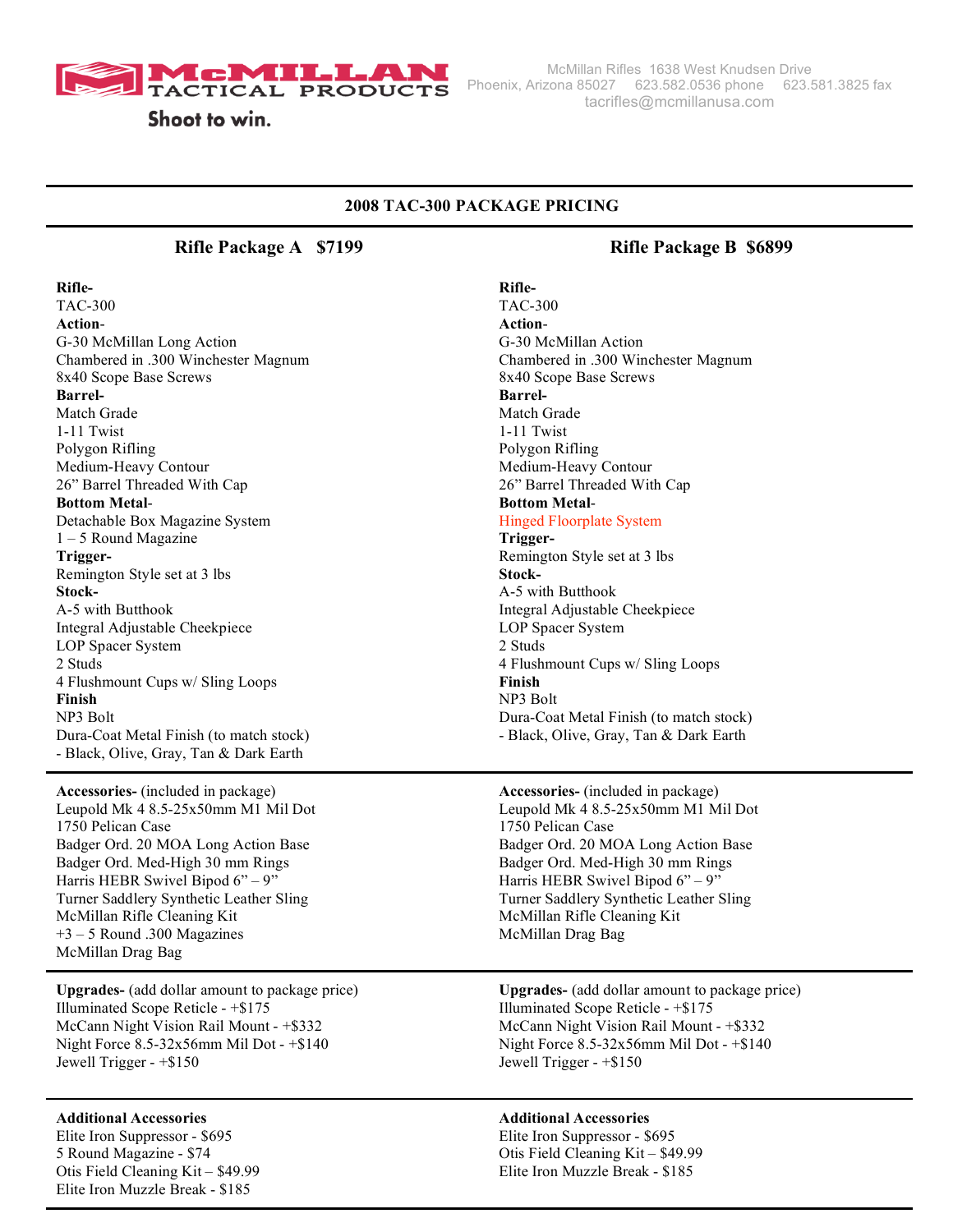McMillan Tactical Products
Shoot to win.

McMillan Rifles 1638 West Knudsen Drive
Phoenix, Arizona 85027 623.582.0536 phone 623.581.3825 fax
tacrifles@mcmillanusa.com

## 2008 TAC-300 PACKAGE PRICING

### Rifle Package A $7199

**Rifle-**
TAC-300
**Action-**
G-30 McMillan Long Action
Chambered in .300 Winchester Magnum
8x40 Scope Base Screws
**Barrel-**
Match Grade
1-11 Twist
Polygon Rifling
Medium-Heavy Contour
26" Barrel Threaded With Cap
**Bottom Metal-**
Detachable Box Magazine System
1 – 5 Round Magazine
**Trigger-**
Remington Style set at 3 lbs
**Stock-**
A-5 with Butthook
Integral Adjustable Cheekpiece
LOP Spacer System
2 Studs
4 Flushmount Cups w/ Sling Loops
**Finish**
NP3 Bolt
Dura-Coat Metal Finish (to match stock)
- Black, Olive, Gray, Tan & Dark Earth

**Accessories-** (included in package)
Leupold Mk 4 8.5-25x50mm M1 Mil Dot
1750 Pelican Case
Badger Ord. 20 MOA Long Action Base
Badger Ord. Med-High 30 mm Rings
Harris HEBR Swivel Bipod 6" – 9"
Turner Saddlery Synthetic Leather Sling
McMillan Rifle Cleaning Kit
+3 – 5 Round .300 Magazines
McMillan Drag Bag

**Upgrades-** (add dollar amount to package price)
Illuminated Scope Reticle - +$175
McCann Night Vision Rail Mount - +$332
Night Force 8.5-32x56mm Mil Dot - +$140
Jewell Trigger - +$150

**Additional Accessories**
Elite Iron Suppressor - $695
5 Round Magazine - $74
Otis Field Cleaning Kit – $49.99
Elite Iron Muzzle Break - $185

### Rifle Package B $6899

**Rifle-**
TAC-300
**Action-**
G-30 McMillan Action
Chambered in .300 Winchester Magnum
8x40 Scope Base Screws
**Barrel-**
Match Grade
1-11 Twist
Polygon Rifling
Medium-Heavy Contour
26" Barrel Threaded With Cap
**Bottom Metal-**
Hinged Floorplate System
**Trigger-**
Remington Style set at 3 lbs
**Stock-**
A-5 with Butthook
Integral Adjustable Cheekpiece
LOP Spacer System
2 Studs
4 Flushmount Cups w/ Sling Loops
**Finish**
NP3 Bolt
Dura-Coat Metal Finish (to match stock)
- Black, Olive, Gray, Tan & Dark Earth

**Accessories-** (included in package)
Leupold Mk 4 8.5-25x50mm M1 Mil Dot
1750 Pelican Case
Badger Ord. 20 MOA Long Action Base
Badger Ord. Med-High 30 mm Rings
Harris HEBR Swivel Bipod 6" – 9"
Turner Saddlery Synthetic Leather Sling
McMillan Rifle Cleaning Kit
McMillan Drag Bag

**Upgrades-** (add dollar amount to package price)
Illuminated Scope Reticle - +$175
McCann Night Vision Rail Mount - +$332
Night Force 8.5-32x56mm Mil Dot - +$140
Jewell Trigger - +$150

**Additional Accessories**
Elite Iron Suppressor - $695
Otis Field Cleaning Kit – $49.99
Elite Iron Muzzle Break - $185